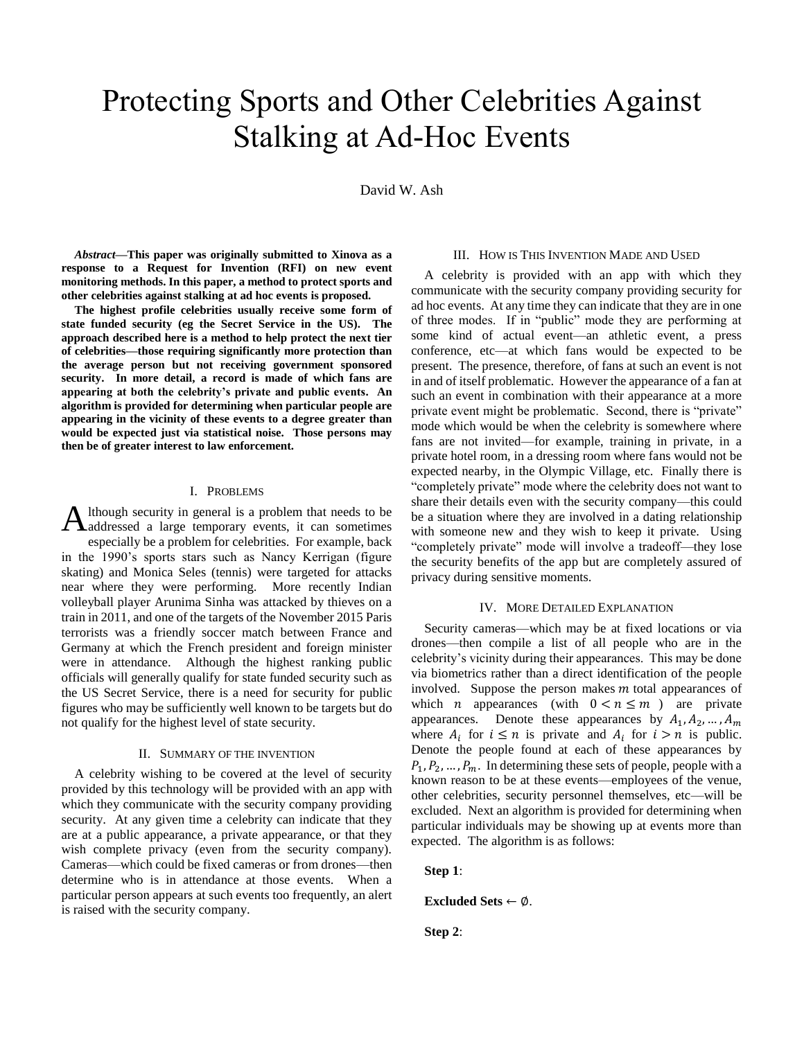# Protecting Sports and Other Celebrities Against Stalking at Ad-Hoc Events

David W. Ash

***Abstract*—This paper was originally submitted to Xinova as a response to a Request for Invention (RFI) on new event monitoring methods. In this paper, a method to protect sports and other celebrities against stalking at ad hoc events is proposed.**

**The highest profile celebrities usually receive some form of state funded security (eg the Secret Service in the US). The approach described here is a method to help protect the next tier of celebrities—those requiring significantly more protection than the average person but not receiving government sponsored security. In more detail, a record is made of which fans are appearing at both the celebrity's private and public events. An algorithm is provided for determining when particular people are appearing in the vicinity of these events to a degree greater than would be expected just via statistical noise. Those persons may then be of greater interest to law enforcement.**

## I. Problems

Although security in general is a problem that needs to be addressed a large temporary events, it can sometimes especially be a problem for celebrities. For example, back in the 1990's sports stars such as Nancy Kerrigan (figure skating) and Monica Seles (tennis) were targeted for attacks near where they were performing. More recently Indian volleyball player Arunima Sinha was attacked by thieves on a train in 2011, and one of the targets of the November 2015 Paris terrorists was a friendly soccer match between France and Germany at which the French president and foreign minister were in attendance. Although the highest ranking public officials will generally qualify for state funded security such as the US Secret Service, there is a need for security for public figures who may be sufficiently well known to be targets but do not qualify for the highest level of state security.

## II. Summary of the Invention

A celebrity wishing to be covered at the level of security provided by this technology will be provided with an app with which they communicate with the security company providing security. At any given time a celebrity can indicate that they are at a public appearance, a private appearance, or that they wish complete privacy (even from the security company). Cameras—which could be fixed cameras or from drones—then determine who is in attendance at those events. When a particular person appears at such events too frequently, an alert is raised with the security company.

## III. How is This Invention Made and Used

A celebrity is provided with an app with which they communicate with the security company providing security for ad hoc events. At any time they can indicate that they are in one of three modes. If in "public" mode they are performing at some kind of actual event—an athletic event, a press conference, etc—at which fans would be expected to be present. The presence, therefore, of fans at such an event is not in and of itself problematic. However the appearance of a fan at such an event in combination with their appearance at a more private event might be problematic. Second, there is "private" mode which would be when the celebrity is somewhere where fans are not invited—for example, training in private, in a private hotel room, in a dressing room where fans would not be expected nearby, in the Olympic Village, etc. Finally there is "completely private" mode where the celebrity does not want to share their details even with the security company—this could be a situation where they are involved in a dating relationship with someone new and they wish to keep it private. Using "completely private" mode will involve a tradeoff—they lose the security benefits of the app but are completely assured of privacy during sensitive moments.

## IV. More Detailed Explanation

Security cameras—which may be at fixed locations or via drones—then compile a list of all people who are in the celebrity's vicinity during their appearances. This may be done via biometrics rather than a direct identification of the people involved. Suppose the person makes $m$ total appearances of which $n$ appearances (with $0 < n \leq m$ ) are private appearances. Denote these appearances by $A_1, A_2, \ldots, A_m$ where $A_i$ for $i \leq n$ is private and $A_i$ for $i > n$ is public. Denote the people found at each of these appearances by $P_1, P_2, \ldots, P_m$. In determining these sets of people, people with a known reason to be at these events—employees of the venue, other celebrities, security personnel themselves, etc—will be excluded. Next an algorithm is provided for determining when particular individuals may be showing up at events more than expected. The algorithm is as follows:

**Step 1**:

**Excluded Sets** $\leftarrow \emptyset$.

**Step 2**: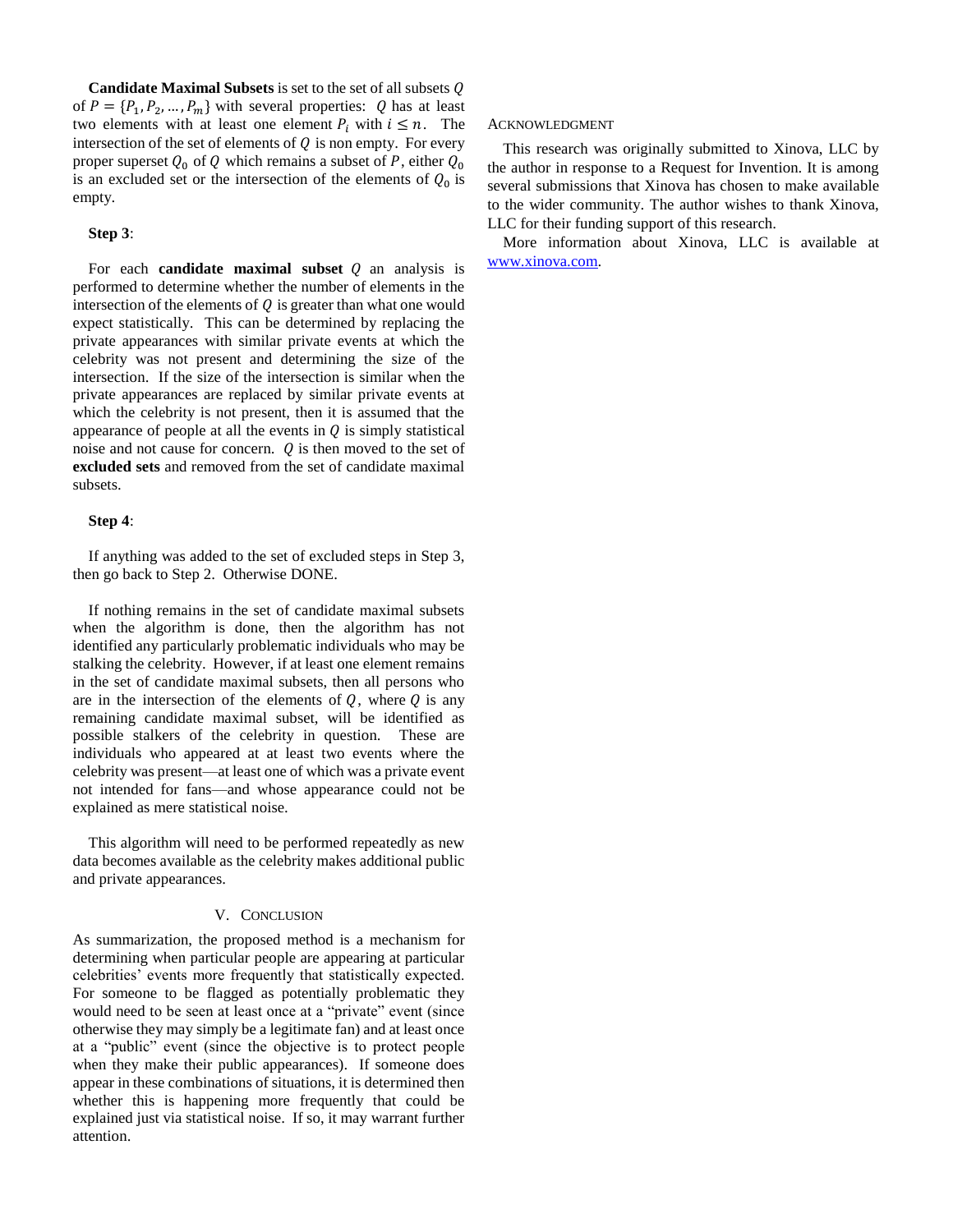**Candidate Maximal Subsets** is set to the set of all subsets $Q$ of $P = \{P_1, P_2, \dots, P_m\}$ with several properties: $Q$ has at least two elements with at least one element $P_i$ with $i \leq n$. The intersection of the set of elements of $Q$ is non empty. For every proper superset $Q_0$ of $Q$ which remains a subset of $P$, either $Q_0$ is an excluded set or the intersection of the elements of $Q_0$ is empty.

**Step 3**:

For each **candidate maximal subset** $Q$ an analysis is performed to determine whether the number of elements in the intersection of the elements of $Q$ is greater than what one would expect statistically. This can be determined by replacing the private appearances with similar private events at which the celebrity was not present and determining the size of the intersection. If the size of the intersection is similar when the private appearances are replaced by similar private events at which the celebrity is not present, then it is assumed that the appearance of people at all the events in $Q$ is simply statistical noise and not cause for concern. $Q$ is then moved to the set of **excluded sets** and removed from the set of candidate maximal subsets.

**Step 4**:

If anything was added to the set of excluded steps in Step 3, then go back to Step 2. Otherwise DONE.

If nothing remains in the set of candidate maximal subsets when the algorithm is done, then the algorithm has not identified any particularly problematic individuals who may be stalking the celebrity. However, if at least one element remains in the set of candidate maximal subsets, then all persons who are in the intersection of the elements of $Q$, where $Q$ is any remaining candidate maximal subset, will be identified as possible stalkers of the celebrity in question. These are individuals who appeared at at least two events where the celebrity was present—at least one of which was a private event not intended for fans—and whose appearance could not be explained as mere statistical noise.

This algorithm will need to be performed repeatedly as new data becomes available as the celebrity makes additional public and private appearances.

## V. Conclusion

As summarization, the proposed method is a mechanism for determining when particular people are appearing at particular celebrities' events more frequently that statistically expected. For someone to be flagged as potentially problematic they would need to be seen at least once at a "private" event (since otherwise they may simply be a legitimate fan) and at least once at a "public" event (since the objective is to protect people when they make their public appearances). If someone does appear in these combinations of situations, it is determined then whether this is happening more frequently that could be explained just via statistical noise. If so, it may warrant further attention.

## Acknowledgment

This research was originally submitted to Xinova, LLC by the author in response to a Request for Invention. It is among several submissions that Xinova has chosen to make available to the wider community. The author wishes to thank Xinova, LLC for their funding support of this research.

More information about Xinova, LLC is available at www.xinova.com.